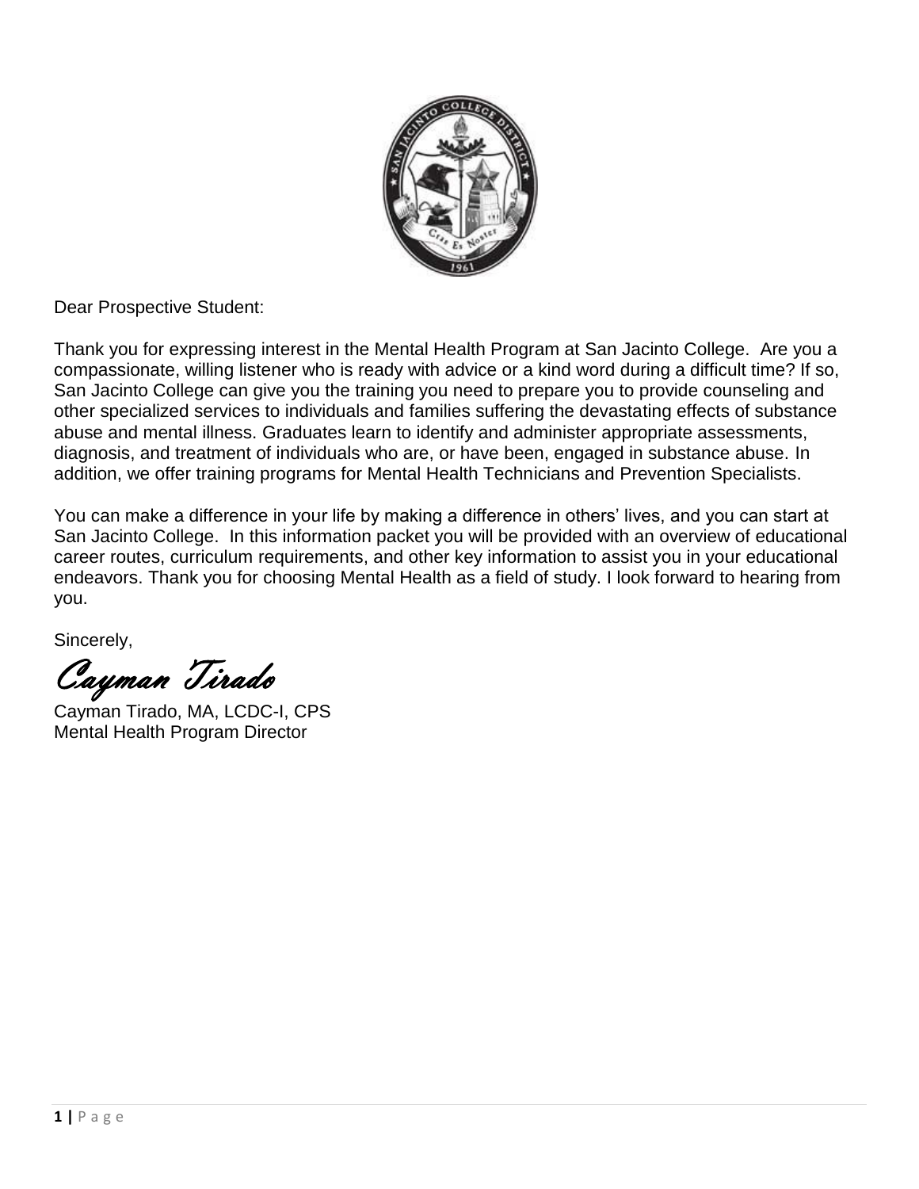Dear Prospective Student:

Thank you for expressing interest in the Mental Health Program at San Jacinto College. Are you a compassionate, willing listener who is ready with advice or a kind word during a difficult time? If so, San Jacinto College can give you the training you need to prepare you to provide counseling and other specialized services to individuals and families suffering the devastating effects of substance abuse and mental illness. Graduates learn to identify and administer appropriate assessments, diagnosis, and treatment of individuals who are, or have been, engaged in substance abuse. In addition, we offer training programs for Mental Health Technicians and Prevention Specialists.

You can make a difference in your life by making a difference in others' lives, and you can start at San Jacinto College. In this information packet you will be provided with an overview of educational career routes, curriculum requirements, and other key information to assist you in your educational endeavors. Thank you for choosing Mental Health as a field of study. I look forward to hearing from you.

Sincerely,

*Cayman Tirado*

Cayman Tirado, MA, LCDC-I, CPS
Mental Health Program Director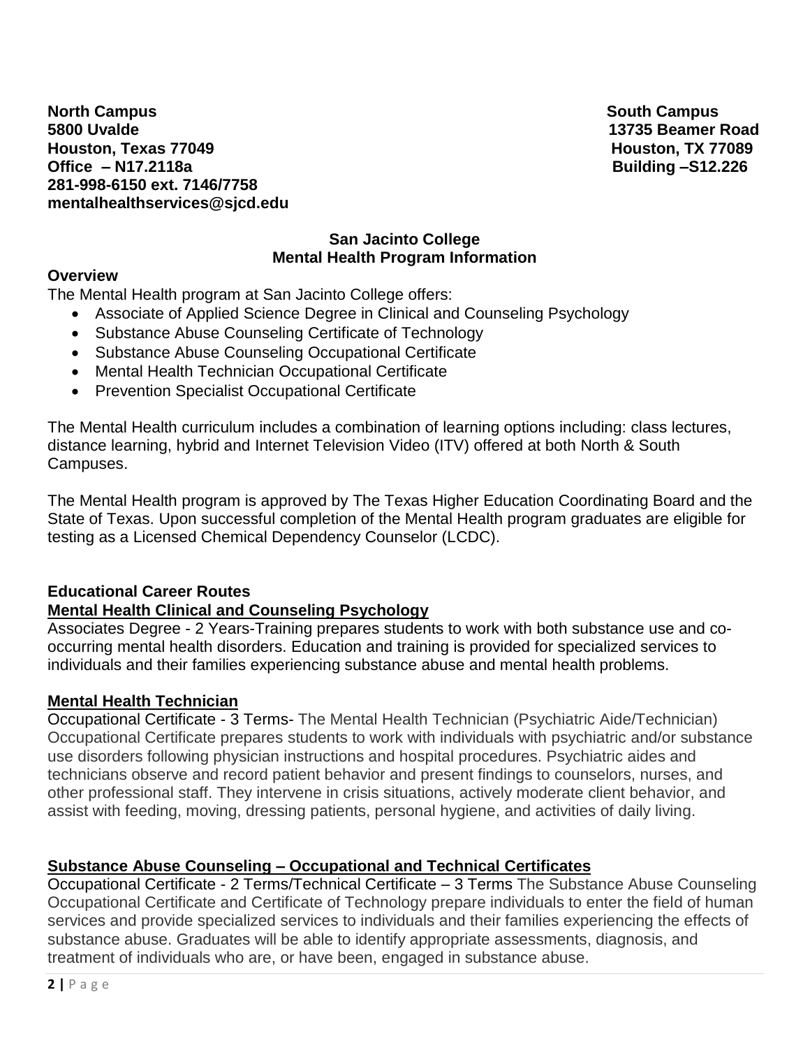**North Campus**
**5800 Uvalde**
**Houston, Texas 77049**
**Office – N17.2118a**
**281-998-6150 ext. 7146/7758**
**mentalhealthservices@sjcd.edu**

**South Campus**
**13735 Beamer Road**
**Houston, TX 77089**
**Building –S12.226**

## San Jacinto College
## Mental Health Program Information

### Overview

The Mental Health program at San Jacinto College offers:

- Associate of Applied Science Degree in Clinical and Counseling Psychology
- Substance Abuse Counseling Certificate of Technology
- Substance Abuse Counseling Occupational Certificate
- Mental Health Technician Occupational Certificate
- Prevention Specialist Occupational Certificate

The Mental Health curriculum includes a combination of learning options including: class lectures, distance learning, hybrid and Internet Television Video (ITV) offered at both North & South Campuses.

The Mental Health program is approved by The Texas Higher Education Coordinating Board and the State of Texas. Upon successful completion of the Mental Health program graduates are eligible for testing as a Licensed Chemical Dependency Counselor (LCDC).

### Educational Career Routes

**Mental Health Clinical and Counseling Psychology**

Associates Degree - 2 Years-Training prepares students to work with both substance use and co-occurring mental health disorders. Education and training is provided for specialized services to individuals and their families experiencing substance abuse and mental health problems.

**Mental Health Technician**

Occupational Certificate - 3 Terms- The Mental Health Technician (Psychiatric Aide/Technician) Occupational Certificate prepares students to work with individuals with psychiatric and/or substance use disorders following physician instructions and hospital procedures. Psychiatric aides and technicians observe and record patient behavior and present findings to counselors, nurses, and other professional staff. They intervene in crisis situations, actively moderate client behavior, and assist with feeding, moving, dressing patients, personal hygiene, and activities of daily living.

**Substance Abuse Counseling – Occupational and Technical Certificates**

Occupational Certificate - 2 Terms/Technical Certificate – 3 Terms The Substance Abuse Counseling Occupational Certificate and Certificate of Technology prepare individuals to enter the field of human services and provide specialized services to individuals and their families experiencing the effects of substance abuse. Graduates will be able to identify appropriate assessments, diagnosis, and treatment of individuals who are, or have been, engaged in substance abuse.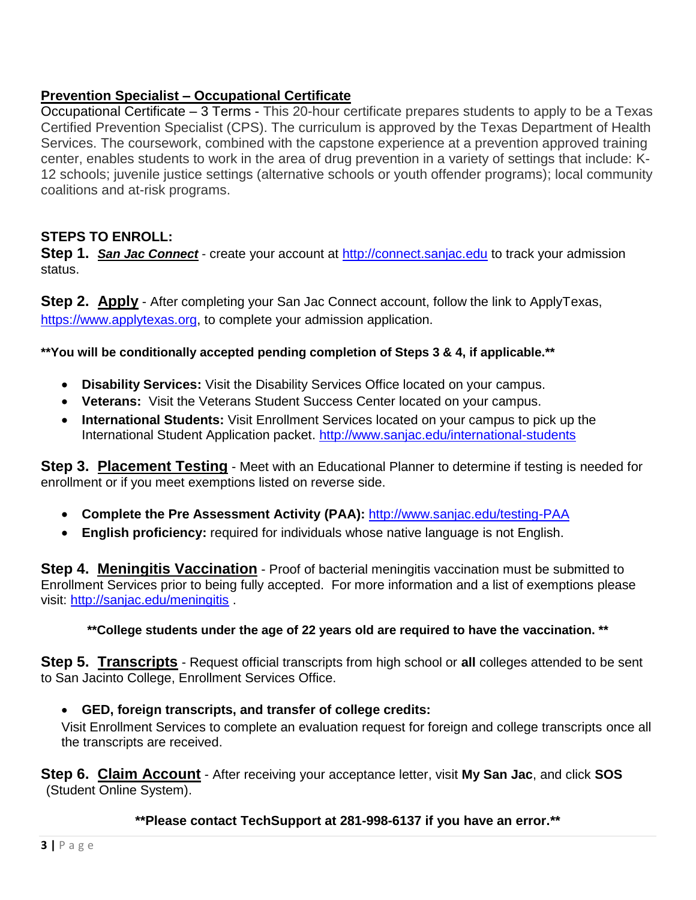## Prevention Specialist – Occupational Certificate

Occupational Certificate – 3 Terms - This 20-hour certificate prepares students to apply to be a Texas Certified Prevention Specialist (CPS). The curriculum is approved by the Texas Department of Health Services. The coursework, combined with the capstone experience at a prevention approved training center, enables students to work in the area of drug prevention in a variety of settings that include: K-12 schools; juvenile justice settings (alternative schools or youth offender programs); local community coalitions and at-risk programs.

### STEPS TO ENROLL:

**Step 1.** ***San Jac Connect*** - create your account at http://connect.sanjac.edu to track your admission status.

**Step 2. Apply** - After completing your San Jac Connect account, follow the link to ApplyTexas, https://www.applytexas.org, to complete your admission application.

**\*\*You will be conditionally accepted pending completion of Steps 3 & 4, if applicable.\*\***

- **Disability Services:** Visit the Disability Services Office located on your campus.
- **Veterans:** Visit the Veterans Student Success Center located on your campus.
- **International Students:** Visit Enrollment Services located on your campus to pick up the International Student Application packet. http://www.sanjac.edu/international-students

**Step 3. Placement Testing** - Meet with an Educational Planner to determine if testing is needed for enrollment or if you meet exemptions listed on reverse side.

- **Complete the Pre Assessment Activity (PAA):** http://www.sanjac.edu/testing-PAA
- **English proficiency:** required for individuals whose native language is not English.

**Step 4. Meningitis Vaccination** - Proof of bacterial meningitis vaccination must be submitted to Enrollment Services prior to being fully accepted. For more information and a list of exemptions please visit: http://sanjac.edu/meningitis .

**\*\*College students under the age of 22 years old are required to have the vaccination. \*\***

**Step 5. Transcripts** - Request official transcripts from high school or **all** colleges attended to be sent to San Jacinto College, Enrollment Services Office.

- **GED, foreign transcripts, and transfer of college credits:**
  Visit Enrollment Services to complete an evaluation request for foreign and college transcripts once all the transcripts are received.

**Step 6. Claim Account** - After receiving your acceptance letter, visit **My San Jac**, and click **SOS** (Student Online System).

**\*\*Please contact TechSupport at 281-998-6137 if you have an error.\*\***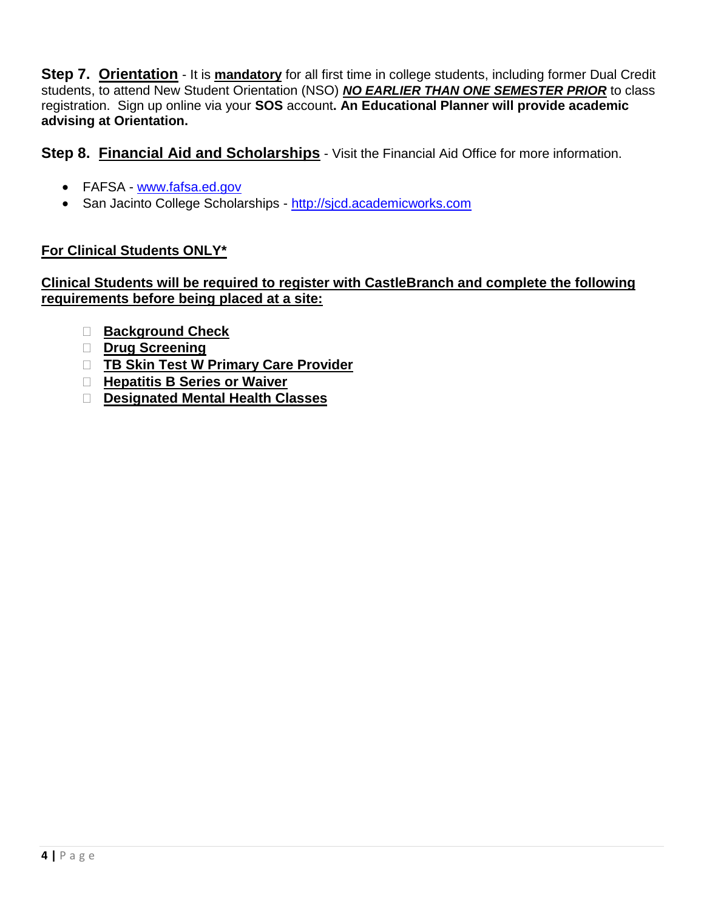**Step 7. Orientation** - It is **mandatory** for all first time in college students, including former Dual Credit students, to attend New Student Orientation (NSO) ***NO EARLIER THAN ONE SEMESTER PRIOR*** to class registration. Sign up online via your **SOS** account**. An Educational Planner will provide academic advising at Orientation.**

**Step 8. Financial Aid and Scholarships** - Visit the Financial Aid Office for more information.

- FAFSA - www.fafsa.ed.gov
- San Jacinto College Scholarships - http://sjcd.academicworks.com

**For Clinical Students ONLY***

**Clinical Students will be required to register with CastleBranch and complete the following requirements before being placed at a site:**

- [ ] **Background Check**
- [ ] **Drug Screening**
- [ ] **TB Skin Test W Primary Care Provider**
- [ ] **Hepatitis B Series or Waiver**
- [ ] **Designated Mental Health Classes**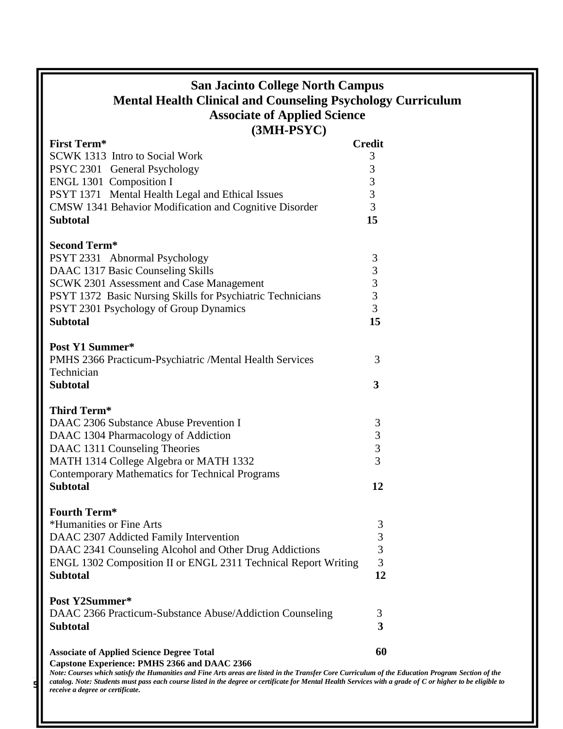# San Jacinto College North Campus
## Mental Health Clinical and Counseling Psychology Curriculum
## Associate of Applied Science
## (3MH-PSYC)

| First Term* | Credit |
|---|---|
| SCWK 1313 Intro to Social Work | 3 |
| PSYC 2301 General Psychology | 3 |
| ENGL 1301 Composition I | 3 |
| PSYT 1371 Mental Health Legal and Ethical Issues | 3 |
| CMSW 1341 Behavior Modification and Cognitive Disorder | 3 |
| **Subtotal** | **15** |

| Second Term* | |
|---|---|
| PSYT 2331 Abnormal Psychology | 3 |
| DAAC 1317 Basic Counseling Skills | 3 |
| SCWK 2301 Assessment and Case Management | 3 |
| PSYT 1372 Basic Nursing Skills for Psychiatric Technicians | 3 |
| PSYT 2301 Psychology of Group Dynamics | 3 |
| **Subtotal** | **15** |

| Post Y1 Summer* | |
|---|---|
| PMHS 2366 Practicum-Psychiatric /Mental Health Services Technician | 3 |
| **Subtotal** | **3** |

| Third Term* | |
|---|---|
| DAAC 2306 Substance Abuse Prevention I | 3 |
| DAAC 1304 Pharmacology of Addiction | 3 |
| DAAC 1311 Counseling Theories | 3 |
| MATH 1314 College Algebra or MATH 1332 Contemporary Mathematics for Technical Programs | 3 |
| **Subtotal** | **12** |

| Fourth Term* | |
|---|---|
| *Humanities or Fine Arts | 3 |
| DAAC 2307 Addicted Family Intervention | 3 |
| DAAC 2341 Counseling Alcohol and Other Drug Addictions | 3 |
| ENGL 1302 Composition II or ENGL 2311 Technical Report Writing | 3 |
| **Subtotal** | **12** |

| Post Y2Summer* | |
|---|---|
| DAAC 2366 Practicum-Substance Abuse/Addiction Counseling | 3 |
| **Subtotal** | **3** |

**Associate of Applied Science Degree Total** **60**

**Capstone Experience: PMHS 2366 and DAAC 2366**

***Note: Courses which satisfy the Humanities and Fine Arts areas are listed in the Transfer Core Curriculum of the Education Program Section of the catalog. Note: Students must pass each course listed in the degree or certificate for Mental Health Services with a grade of C or higher to be eligible to receive a degree or certificate.***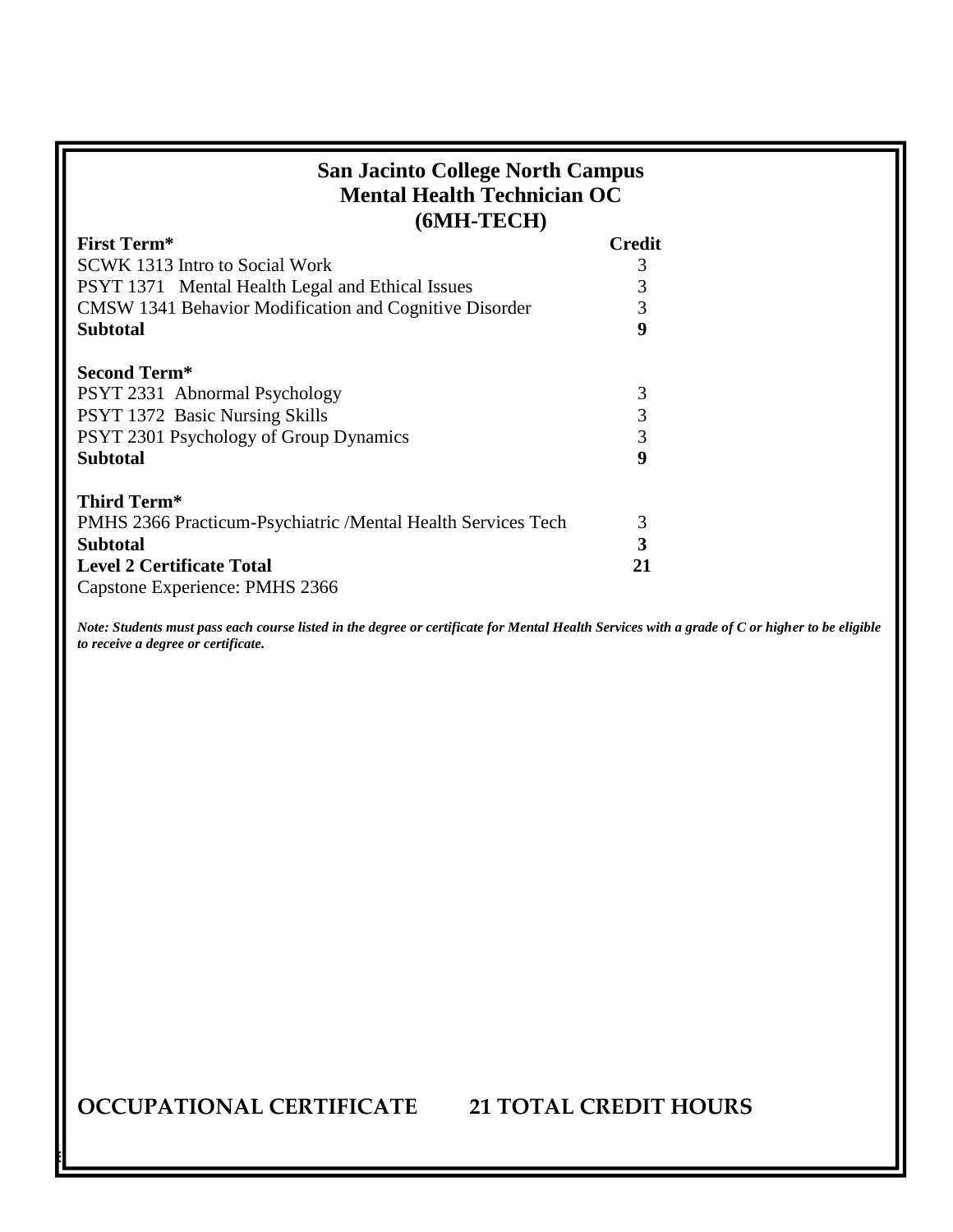# San Jacinto College North Campus
# Mental Health Technician OC
# (6MH-TECH)

| First Term* | Credit |
|---|---|
| SCWK 1313 Intro to Social Work | 3 |
| PSYT 1371 Mental Health Legal and Ethical Issues | 3 |
| CMSW 1341 Behavior Modification and Cognitive Disorder | 3 |
| **Subtotal** | **9** |
| | |
| **Second Term*** | |
| PSYT 2331 Abnormal Psychology | 3 |
| PSYT 1372 Basic Nursing Skills | 3 |
| PSYT 2301 Psychology of Group Dynamics | 3 |
| **Subtotal** | **9** |
| | |
| **Third Term*** | |
| PMHS 2366 Practicum-Psychiatric /Mental Health Services Tech | 3 |
| **Subtotal** | **3** |
| **Level 2 Certificate Total** | **21** |

Capstone Experience: PMHS 2366

***Note: Students must pass each course listed in the degree or certificate for Mental Health Services with a grade of C or higher to be eligible to receive a degree or certificate.***

**OCCUPATIONAL CERTIFICATE 21 TOTAL CREDIT HOURS**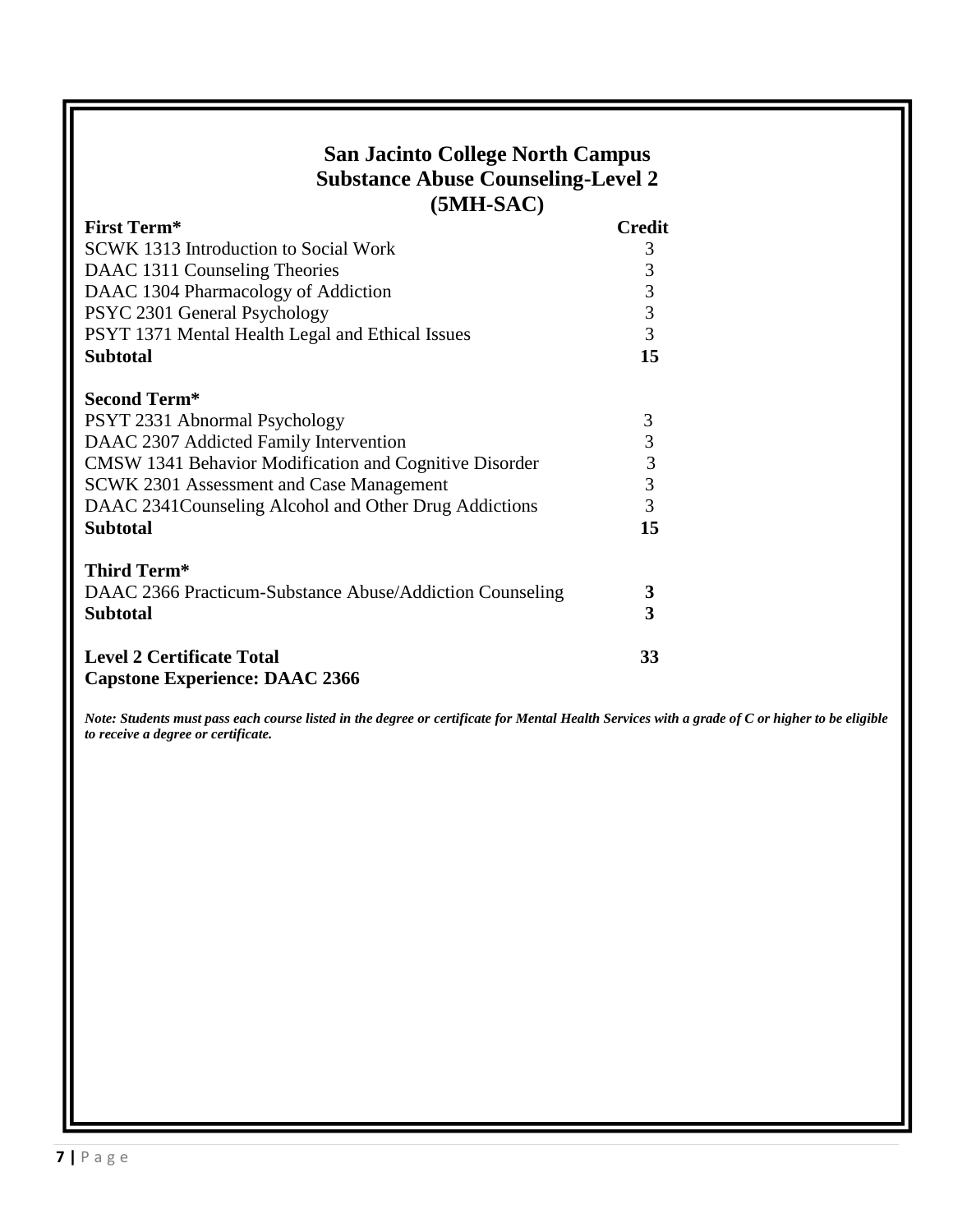# San Jacinto College North Campus
## Substance Abuse Counseling-Level 2
## (5MH-SAC)

| First Term* | Credit |
|---|---|
| SCWK 1313 Introduction to Social Work | 3 |
| DAAC 1311 Counseling Theories | 3 |
| DAAC 1304 Pharmacology of Addiction | 3 |
| PSYC 2301 General Psychology | 3 |
| PSYT 1371 Mental Health Legal and Ethical Issues | 3 |
| **Subtotal** | **15** |
| | |
| **Second Term*** | |
| PSYT 2331 Abnormal Psychology | 3 |
| DAAC 2307 Addicted Family Intervention | 3 |
| CMSW 1341 Behavior Modification and Cognitive Disorder | 3 |
| SCWK 2301 Assessment and Case Management | 3 |
| DAAC 2341Counseling Alcohol and Other Drug Addictions | 3 |
| **Subtotal** | **15** |
| | |
| **Third Term*** | |
| DAAC 2366 Practicum-Substance Abuse/Addiction Counseling | **3** |
| **Subtotal** | **3** |
| | |
| **Level 2 Certificate Total** | **33** |
| **Capstone Experience: DAAC 2366** | |

***Note: Students must pass each course listed in the degree or certificate for Mental Health Services with a grade of C or higher to be eligible to receive a degree or certificate.***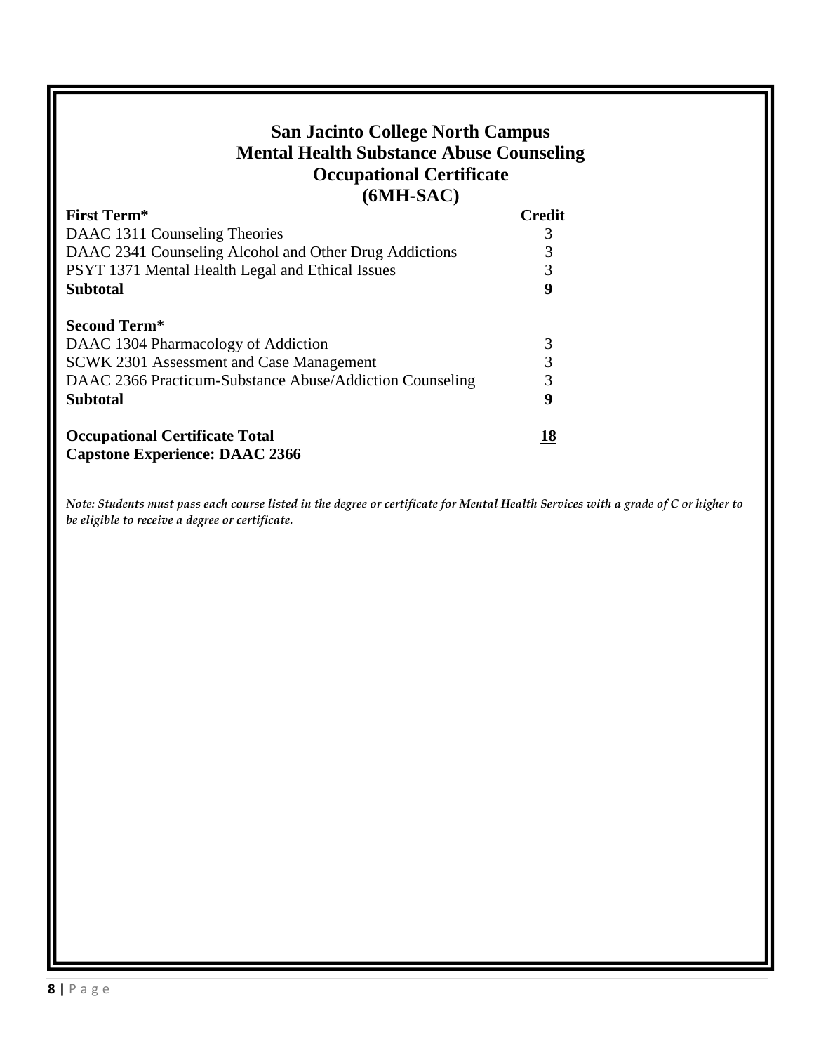# San Jacinto College North Campus
# Mental Health Substance Abuse Counseling
# Occupational Certificate
# (6MH-SAC)

| First Term* | Credit |
|---|---|
| DAAC 1311 Counseling Theories | 3 |
| DAAC 2341 Counseling Alcohol and Other Drug Addictions | 3 |
| PSYT 1371 Mental Health Legal and Ethical Issues | 3 |
| **Subtotal** | **9** |
| | |
| **Second Term*** | |
| DAAC 1304 Pharmacology of Addiction | 3 |
| SCWK 2301 Assessment and Case Management | 3 |
| DAAC 2366 Practicum-Substance Abuse/Addiction Counseling | 3 |
| **Subtotal** | **9** |
| | |
| **Occupational Certificate Total** | **18** |
| **Capstone Experience: DAAC 2366** | |

*Note: Students must pass each course listed in the degree or certificate for Mental Health Services with a grade of C or higher to be eligible to receive a degree or certificate.*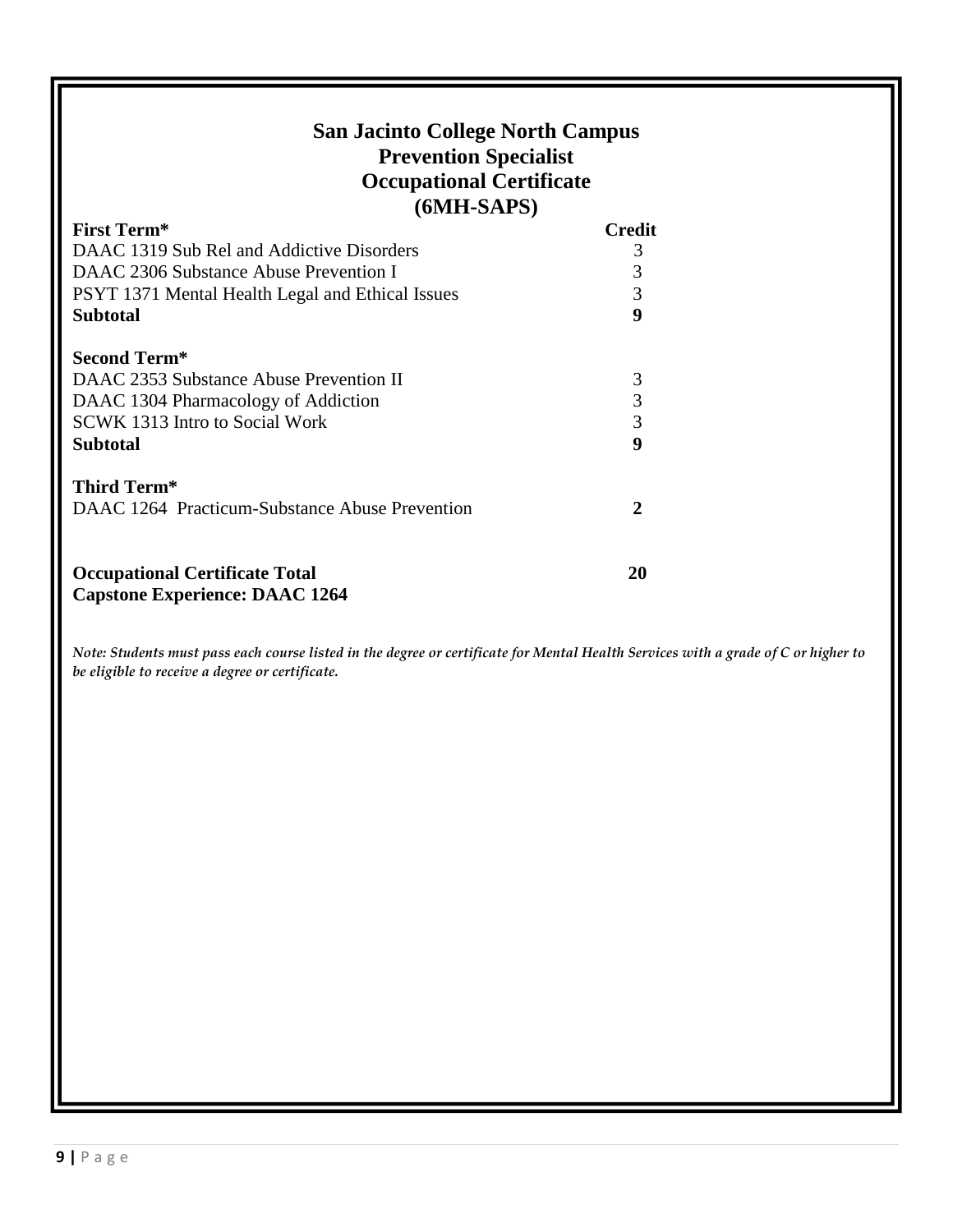# San Jacinto College North Campus
## Prevention Specialist
## Occupational Certificate
## (6MH-SAPS)

| First Term* | Credit |
| --- | --- |
| DAAC 1319 Sub Rel and Addictive Disorders | 3 |
| DAAC 2306 Substance Abuse Prevention I | 3 |
| PSYT 1371 Mental Health Legal and Ethical Issues | 3 |
| **Subtotal** | **9** |

| Second Term* | |
| --- | --- |
| DAAC 2353 Substance Abuse Prevention II | 3 |
| DAAC 1304 Pharmacology of Addiction | 3 |
| SCWK 1313 Intro to Social Work | 3 |
| **Subtotal** | **9** |

| Third Term* | |
| --- | --- |
| DAAC 1264 Practicum-Substance Abuse Prevention | **2** |

| | |
| --- | --- |
| **Occupational Certificate Total** | **20** |

**Capstone Experience: DAAC 1264**

*Note: Students must pass each course listed in the degree or certificate for Mental Health Services with a grade of C or higher to be eligible to receive a degree or certificate.*